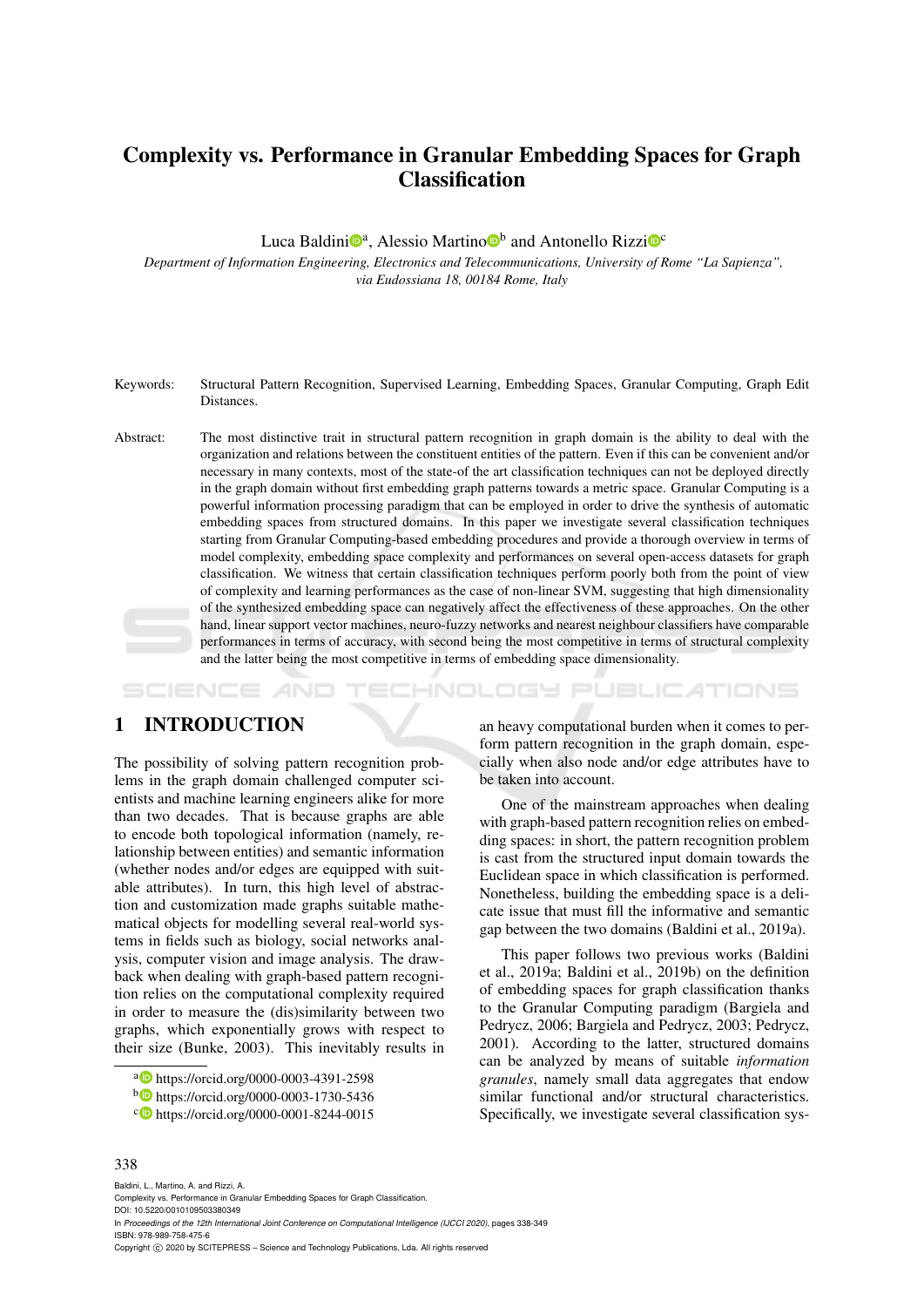# Complexity vs. Performance in Granular Embedding Spaces for Graph Classification

Luca Baldini[a], Alessio Martino[b] and Antonello Rizzi[c]

*Department of Information Engineering, Electronics and Telecommunications, University of Rome "La Sapienza", via Eudossiana 18, 00184 Rome, Italy*

Keywords: Structural Pattern Recognition, Supervised Learning, Embedding Spaces, Granular Computing, Graph Edit Distances.

Abstract: The most distinctive trait in structural pattern recognition in graph domain is the ability to deal with the organization and relations between the constituent entities of the pattern. Even if this can be convenient and/or necessary in many contexts, most of the state-of the art classification techniques can not be deployed directly in the graph domain without first embedding graph patterns towards a metric space. Granular Computing is a powerful information processing paradigm that can be employed in order to drive the synthesis of automatic embedding spaces from structured domains. In this paper we investigate several classification techniques starting from Granular Computing-based embedding procedures and provide a thorough overview in terms of model complexity, embedding space complexity and performances on several open-access datasets for graph classification. We witness that certain classification techniques perform poorly both from the point of view of complexity and learning performances as the case of non-linear SVM, suggesting that high dimensionality of the synthesized embedding space can negatively affect the effectiveness of these approaches. On the other hand, linear support vector machines, neuro-fuzzy networks and nearest neighbour classifiers have comparable performances in terms of accuracy, with second being the most competitive in terms of structural complexity and the latter being the most competitive in terms of embedding space dimensionality.

## 1 INTRODUCTION

The possibility of solving pattern recognition problems in the graph domain challenged computer scientists and machine learning engineers alike for more than two decades. That is because graphs are able to encode both topological information (namely, relationship between entities) and semantic information (whether nodes and/or edges are equipped with suitable attributes). In turn, this high level of abstraction and customization made graphs suitable mathematical objects for modelling several real-world systems in fields such as biology, social networks analysis, computer vision and image analysis. The drawback when dealing with graph-based pattern recognition relies on the computational complexity required in order to measure the (dis)similarity between two graphs, which exponentially grows with respect to their size (Bunke, 2003). This inevitably results in an heavy computational burden when it comes to perform pattern recognition in the graph domain, especially when also node and/or edge attributes have to be taken into account.

One of the mainstream approaches when dealing with graph-based pattern recognition relies on embedding spaces: in short, the pattern recognition problem is cast from the structured input domain towards the Euclidean space in which classification is performed. Nonetheless, building the embedding space is a delicate issue that must fill the informative and semantic gap between the two domains (Baldini et al., 2019a).

This paper follows two previous works (Baldini et al., 2019a; Baldini et al., 2019b) on the definition of embedding spaces for graph classification thanks to the Granular Computing paradigm (Bargiela and Pedrycz, 2006; Bargiela and Pedrycz, 2003; Pedrycz, 2001). According to the latter, structured domains can be analyzed by means of suitable *information granules*, namely small data aggregates that endow similar functional and/or structural characteristics. Specifically, we investigate several classification sys-

[a] https://orcid.org/0000-0003-4391-2598
[b] https://orcid.org/0000-0003-1730-5436
[c] https://orcid.org/0000-0001-8244-0015

Baldini, L., Martino, A. and Rizzi, A.
Complexity vs. Performance in Granular Embedding Spaces for Graph Classification.
DOI: 10.5220/0010109503380349
In *Proceedings of the 12th International Joint Conference on Computational Intelligence (IJCCI 2020)*, pages 338-349
ISBN: 978-989-758-475-6
Copyright © 2020 by SCITEPRESS – Science and Technology Publications, Lda. All rights reserved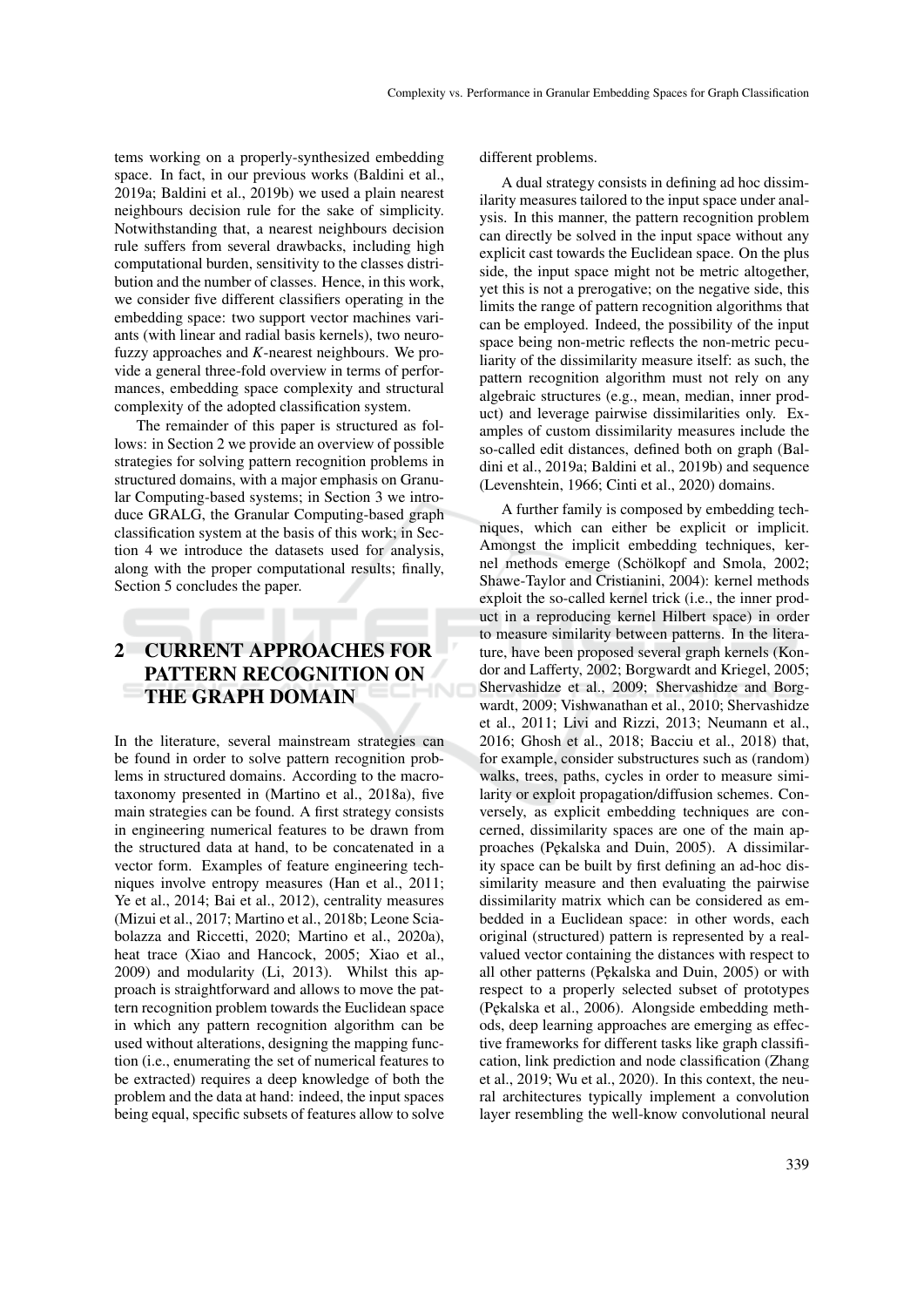tems working on a properly-synthesized embedding space. In fact, in our previous works (Baldini et al., 2019a; Baldini et al., 2019b) we used a plain nearest neighbours decision rule for the sake of simplicity. Notwithstanding that, a nearest neighbours decision rule suffers from several drawbacks, including high computational burden, sensitivity to the classes distribution and the number of classes. Hence, in this work, we consider five different classifiers operating in the embedding space: two support vector machines variants (with linear and radial basis kernels), two neurofuzzy approaches and $K$-nearest neighbours. We provide a general three-fold overview in terms of performances, embedding space complexity and structural complexity of the adopted classification system.

The remainder of this paper is structured as follows: in Section 2 we provide an overview of possible strategies for solving pattern recognition problems in structured domains, with a major emphasis on Granular Computing-based systems; in Section 3 we introduce GRALG, the Granular Computing-based graph classification system at the basis of this work; in Section 4 we introduce the datasets used for analysis, along with the proper computational results; finally, Section 5 concludes the paper.

## 2 CURRENT APPROACHES FOR PATTERN RECOGNITION ON THE GRAPH DOMAIN

In the literature, several mainstream strategies can be found in order to solve pattern recognition problems in structured domains. According to the macrotaxonomy presented in (Martino et al., 2018a), five main strategies can be found. A first strategy consists in engineering numerical features to be drawn from the structured data at hand, to be concatenated in a vector form. Examples of feature engineering techniques involve entropy measures (Han et al., 2011; Ye et al., 2014; Bai et al., 2012), centrality measures (Mizui et al., 2017; Martino et al., 2018b; Leone Sciabolazza and Riccetti, 2020; Martino et al., 2020a), heat trace (Xiao and Hancock, 2005; Xiao et al., 2009) and modularity (Li, 2013). Whilst this approach is straightforward and allows to move the pattern recognition problem towards the Euclidean space in which any pattern recognition algorithm can be used without alterations, designing the mapping function (i.e., enumerating the set of numerical features to be extracted) requires a deep knowledge of both the problem and the data at hand: indeed, the input spaces being equal, specific subsets of features allow to solve different problems.

A dual strategy consists in defining ad hoc dissimilarity measures tailored to the input space under analysis. In this manner, the pattern recognition problem can directly be solved in the input space without any explicit cast towards the Euclidean space. On the plus side, the input space might not be metric altogether, yet this is not a prerogative; on the negative side, this limits the range of pattern recognition algorithms that can be employed. Indeed, the possibility of the input space being non-metric reflects the non-metric peculiarity of the dissimilarity measure itself: as such, the pattern recognition algorithm must not rely on any algebraic structures (e.g., mean, median, inner product) and leverage pairwise dissimilarities only. Examples of custom dissimilarity measures include the so-called edit distances, defined both on graph (Baldini et al., 2019a; Baldini et al., 2019b) and sequence (Levenshtein, 1966; Cinti et al., 2020) domains.

A further family is composed by embedding techniques, which can either be explicit or implicit. Amongst the implicit embedding techniques, kernel methods emerge (Schölkopf and Smola, 2002; Shawe-Taylor and Cristianini, 2004): kernel methods exploit the so-called kernel trick (i.e., the inner product in a reproducing kernel Hilbert space) in order to measure similarity between patterns. In the literature, have been proposed several graph kernels (Kondor and Lafferty, 2002; Borgwardt and Kriegel, 2005; Shervashidze et al., 2009; Shervashidze and Borgwardt, 2009; Vishwanathan et al., 2010; Shervashidze et al., 2011; Livi and Rizzi, 2013; Neumann et al., 2016; Ghosh et al., 2018; Bacciu et al., 2018) that, for example, consider substructures such as (random) walks, trees, paths, cycles in order to measure similarity or exploit propagation/diffusion schemes. Conversely, as explicit embedding techniques are concerned, dissimilarity spaces are one of the main approaches (Pękalska and Duin, 2005). A dissimilarity space can be built by first defining an ad-hoc dissimilarity measure and then evaluating the pairwise dissimilarity matrix which can be considered as embedded in a Euclidean space: in other words, each original (structured) pattern is represented by a real-valued vector containing the distances with respect to all other patterns (Pękalska and Duin, 2005) or with respect to a properly selected subset of prototypes (Pękalska et al., 2006). Alongside embedding methods, deep learning approaches are emerging as effective frameworks for different tasks like graph classification, link prediction and node classification (Zhang et al., 2019; Wu et al., 2020). In this context, the neural architectures typically implement a convolution layer resembling the well-know convolutional neural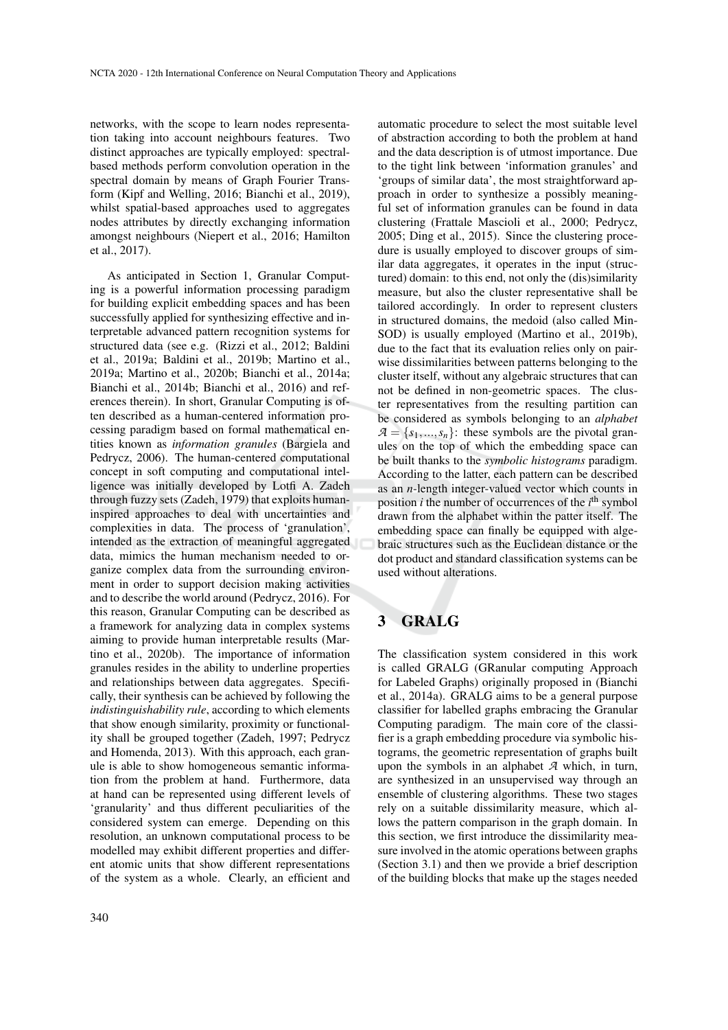networks, with the scope to learn nodes representation taking into account neighbours features. Two distinct approaches are typically employed: spectral-based methods perform convolution operation in the spectral domain by means of Graph Fourier Transform (Kipf and Welling, 2016; Bianchi et al., 2019), whilst spatial-based approaches used to aggregates nodes attributes by directly exchanging information amongst neighbours (Niepert et al., 2016; Hamilton et al., 2017).

As anticipated in Section 1, Granular Computing is a powerful information processing paradigm for building explicit embedding spaces and has been successfully applied for synthesizing effective and interpretable advanced pattern recognition systems for structured data (see e.g. (Rizzi et al., 2012; Baldini et al., 2019a; Baldini et al., 2019b; Martino et al., 2019a; Martino et al., 2020b; Bianchi et al., 2014a; Bianchi et al., 2014b; Bianchi et al., 2016) and references therein). In short, Granular Computing is often described as a human-centered information processing paradigm based on formal mathematical entities known as *information granules* (Bargiela and Pedrycz, 2006). The human-centered computational concept in soft computing and computational intelligence was initially developed by Lotfi A. Zadeh through fuzzy sets (Zadeh, 1979) that exploits human-inspired approaches to deal with uncertainties and complexities in data. The process of 'granulation', intended as the extraction of meaningful aggregated data, mimics the human mechanism needed to organize complex data from the surrounding environment in order to support decision making activities and to describe the world around (Pedrycz, 2016). For this reason, Granular Computing can be described as a framework for analyzing data in complex systems aiming to provide human interpretable results (Martino et al., 2020b). The importance of information granules resides in the ability to underline properties and relationships between data aggregates. Specifically, their synthesis can be achieved by following the *indistinguishability rule*, according to which elements that show enough similarity, proximity or functionality shall be grouped together (Zadeh, 1997; Pedrycz and Homenda, 2013). With this approach, each granule is able to show homogeneous semantic information from the problem at hand. Furthermore, data at hand can be represented using different levels of 'granularity' and thus different peculiarities of the considered system can emerge. Depending on this resolution, an unknown computational process to be modelled may exhibit different properties and different atomic units that show different representations of the system as a whole. Clearly, an efficient and automatic procedure to select the most suitable level of abstraction according to both the problem at hand and the data description is of utmost importance. Due to the tight link between 'information granules' and 'groups of similar data', the most straightforward approach in order to synthesize a possibly meaningful set of information granules can be found in data clustering (Frattale Mascioli et al., 2000; Pedrycz, 2005; Ding et al., 2015). Since the clustering procedure is usually employed to discover groups of similar data aggregates, it operates in the input (structured) domain: to this end, not only the (dis)similarity measure, but also the cluster representative shall be tailored accordingly. In order to represent clusters in structured domains, the medoid (also called MinSOD) is usually employed (Martino et al., 2019b), due to the fact that its evaluation relies only on pairwise dissimilarities between patterns belonging to the cluster itself, without any algebraic structures that can not be defined in non-geometric spaces. The cluster representatives from the resulting partition can be considered as symbols belonging to an *alphabet* $\mathcal{A} = \{s_1, \ldots, s_n\}$: these symbols are the pivotal granules on the top of which the embedding space can be built thanks to the *symbolic histograms* paradigm. According to the latter, each pattern can be described as an $n$-length integer-valued vector which counts in position $i$ the number of occurrences of the $i^{\text{th}}$ symbol drawn from the alphabet within the patter itself. The embedding space can finally be equipped with algebraic structures such as the Euclidean distance or the dot product and standard classification systems can be used without alterations.

# 3 GRALG

The classification system considered in this work is called GRALG (GRanular computing Approach for Labeled Graphs) originally proposed in (Bianchi et al., 2014a). GRALG aims to be a general purpose classifier for labelled graphs embracing the Granular Computing paradigm. The main core of the classifier is a graph embedding procedure via symbolic histograms, the geometric representation of graphs built upon the symbols in an alphabet $\mathcal{A}$ which, in turn, are synthesized in an unsupervised way through an ensemble of clustering algorithms. These two stages rely on a suitable dissimilarity measure, which allows the pattern comparison in the graph domain. In this section, we first introduce the dissimilarity measure involved in the atomic operations between graphs (Section 3.1) and then we provide a brief description of the building blocks that make up the stages needed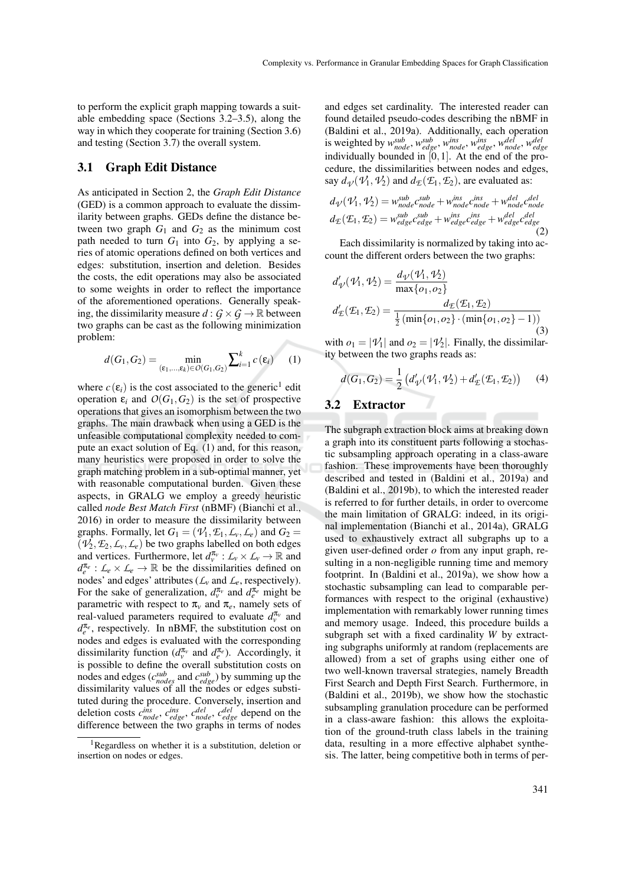to perform the explicit graph mapping towards a suitable embedding space (Sections 3.2–3.5), along the way in which they cooperate for training (Section 3.6) and testing (Section 3.7) the overall system.

## 3.1 Graph Edit Distance

As anticipated in Section 2, the *Graph Edit Distance* (GED) is a common approach to evaluate the dissimilarity between graphs. GEDs define the distance between two graph $G_1$ and $G_2$ as the minimum cost path needed to turn $G_1$ into $G_2$, by applying a series of atomic operations defined on both vertices and edges: substitution, insertion and deletion. Besides the costs, the edit operations may also be associated to some weights in order to reflect the importance of the aforementioned operations. Generally speaking, the dissimilarity measure $d : \mathcal{G} \times \mathcal{G} \to \mathbb{R}$ between two graphs can be cast as the following minimization problem:

$$d(G_1, G_2) = \min_{(\varepsilon_1,\ldots,\varepsilon_k) \in O(G_1,G_2)} \sum_{i=1}^{k} c(\varepsilon_i) \quad (1)$$

where $c(\varepsilon_i)$ is the cost associated to the generic[1] edit operation $\varepsilon_i$ and $O(G_1, G_2)$ is the set of prospective operations that gives an isomorphism between the two graphs. The main drawback when using a GED is the unfeasible computational complexity needed to compute an exact solution of Eq. (1) and, for this reason, many heuristics were proposed in order to solve the graph matching problem in a sub-optimal manner, yet with reasonable computational burden. Given these aspects, in GRALG we employ a greedy heuristic called *node Best Match First* (nBMF) (Bianchi et al., 2016) in order to measure the dissimilarity between graphs. Formally, let $G_1 = (\mathcal{V}_1, \mathcal{E}_1, \mathcal{L}_v, \mathcal{L}_e)$ and $G_2 = (\mathcal{V}_2, \mathcal{E}_2, \mathcal{L}_v, \mathcal{L}_e)$ be two graphs labelled on both edges and vertices. Furthermore, let $d_v^{\pi_v} : \mathcal{L}_v \times \mathcal{L}_v \to \mathbb{R}$ and $d_e^{\pi_e} : \mathcal{L}_e \times \mathcal{L}_e \to \mathbb{R}$ be the dissimilarities defined on nodes' and edges' attributes ($\mathcal{L}_v$ and $\mathcal{L}_e$, respectively). For the sake of generalization, $d_v^{\pi_v}$ and $d_e^{\pi_e}$ might be parametric with respect to $\pi_v$ and $\pi_e$, namely sets of real-valued parameters required to evaluate $d_v^{\pi_v}$ and $d_e^{\pi_e}$, respectively. In nBMF, the substitution cost on nodes and edges is evaluated with the corresponding dissimilarity function ($d_v^{\pi_v}$ and $d_e^{\pi_e}$). Accordingly, it is possible to define the overall substitution costs on nodes and edges ($c_{nodes}^{sub}$ and $c_{edge}^{sub}$) by summing up the dissimilarity values of all the nodes or edges substituted during the procedure. Conversely, insertion and deletion costs $c_{node}^{ins}$, $c_{edge}^{ins}$, $c_{node}^{del}$, $c_{edge}^{del}$ depend on the difference between the two graphs in terms of nodes and edges set cardinality. The interested reader can found detailed pseudo-codes describing the nBMF in (Baldini et al., 2019a). Additionally, each operation is weighted by $w_{node}^{sub}$, $w_{edge}^{sub}$, $w_{node}^{ins}$, $w_{edge}^{ins}$, $w_{node}^{del}$, $w_{edge}^{del}$ individually bounded in $[0, 1]$. At the end of the procedure, the dissimilarities between nodes and edges, say $d_{\mathcal{V}}(\mathcal{V}_1, \mathcal{V}_2)$ and $d_{\mathcal{E}}(\mathcal{E}_1, \mathcal{E}_2)$, are evaluated as:

$$\begin{aligned} d_{\mathcal{V}}(\mathcal{V}_1, \mathcal{V}_2) &= w_{node}^{sub} c_{node}^{sub} + w_{node}^{ins} c_{node}^{ins} + w_{node}^{del} c_{node}^{del} \\ d_{\mathcal{E}}(\mathcal{E}_1, \mathcal{E}_2) &= w_{edge}^{sub} c_{edge}^{sub} + w_{edge}^{ins} c_{edge}^{ins} + w_{edge}^{del} c_{edge}^{del} \end{aligned} \quad (2)$$

Each dissimilarity is normalized by taking into account the different orders between the two graphs:

$$\begin{aligned} d'_{\mathcal{V}}(\mathcal{V}_1, \mathcal{V}_2) &= \frac{d_{\mathcal{V}}(\mathcal{V}_1, \mathcal{V}_2)}{\max\{o_1, o_2\}} \\ d'_{\mathcal{E}}(\mathcal{E}_1, \mathcal{E}_2) &= \frac{d_{\mathcal{E}}(\mathcal{E}_1, \mathcal{E}_2)}{\frac{1}{2}\left(\min\{o_1, o_2\} \cdot (\min\{o_1, o_2\} - 1)\right)} \end{aligned} \quad (3)$$

with $o_1 = |\mathcal{V}_1|$ and $o_2 = |\mathcal{V}_2|$. Finally, the dissimilarity between the two graphs reads as:

$$d(G_1, G_2) = \frac{1}{2}\left(d'_{\mathcal{V}}(\mathcal{V}_1, \mathcal{V}_2) + d'_{\mathcal{E}}(\mathcal{E}_1, \mathcal{E}_2)\right) \quad (4)$$

## 3.2 Extractor

The subgraph extraction block aims at breaking down a graph into its constituent parts following a stochastic subsampling approach operating in a class-aware fashion. These improvements have been thoroughly described and tested in (Baldini et al., 2019a) and (Baldini et al., 2019b), to which the interested reader is referred to for further details, in order to overcome the main limitation of GRALG: indeed, in its original implementation (Bianchi et al., 2014a), GRALG used to exhaustively extract all subgraphs up to a given user-defined order $o$ from any input graph, resulting in a non-negligible running time and memory footprint. In (Baldini et al., 2019a), we show how a stochastic subsampling can lead to comparable performances with respect to the original (exhaustive) implementation with remarkably lower running times and memory usage. Indeed, this procedure builds a subgraph set with a fixed cardinality $W$ by extracting subgraphs uniformly at random (replacements are allowed) from a set of graphs using either one of two well-known traversal strategies, namely Breadth First Search and Depth First Search. Furthermore, in (Baldini et al., 2019b), we show how the stochastic subsampling granulation procedure can be performed in a class-aware fashion: this allows the exploitation of the ground-truth class labels in the training data, resulting in a more effective alphabet synthesis. The latter, being competitive both in terms of per-

[1] Regardless on whether it is a substitution, deletion or insertion on nodes or edges.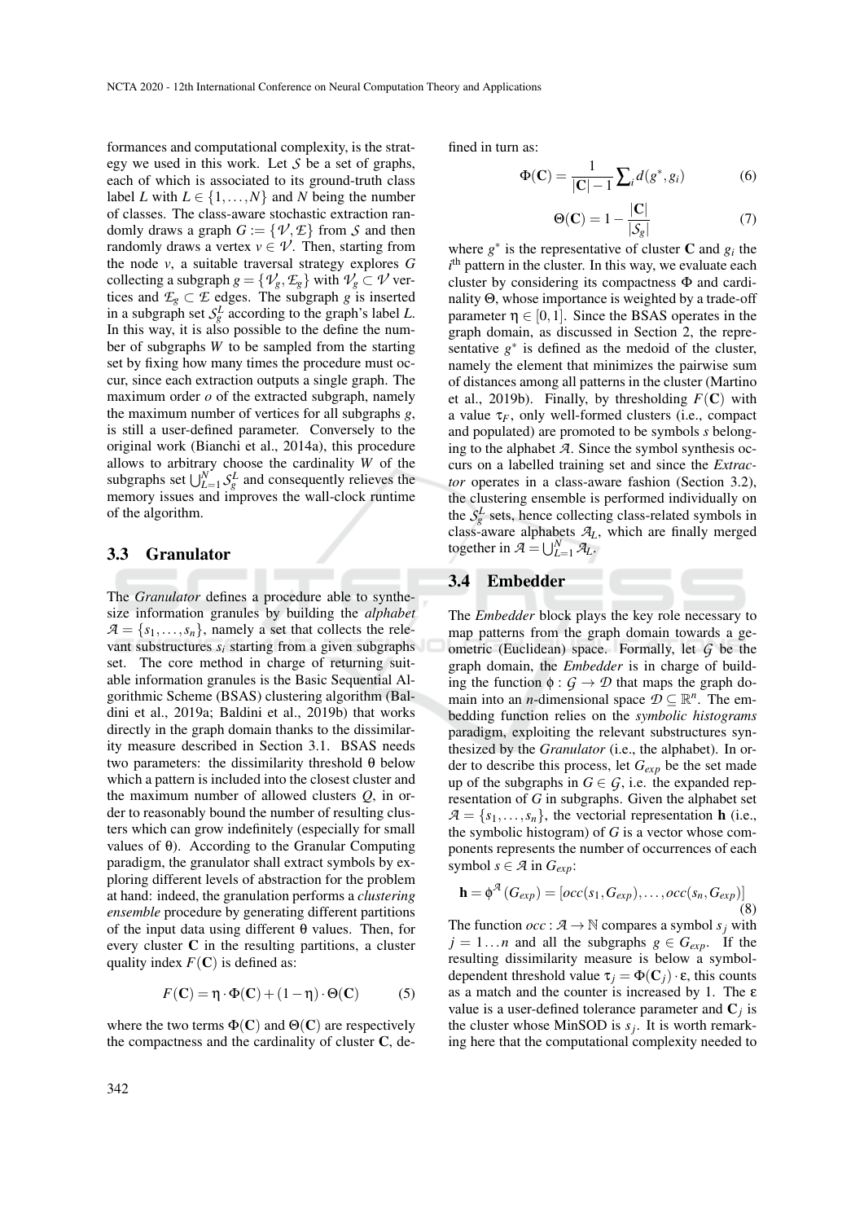formances and computational complexity, is the strategy we used in this work. Let $\mathcal{S}$ be a set of graphs, each of which is associated to its ground-truth class label $L$ with $L \in \{1,\ldots,N\}$ and $N$ being the number of classes. The class-aware stochastic extraction randomly draws a graph $G := \{\mathcal{V},\mathcal{E}\}$ from $\mathcal{S}$ and then randomly draws a vertex $v \in \mathcal{V}$. Then, starting from the node $v$, a suitable traversal strategy explores $G$ collecting a subgraph $g = \{\mathcal{V}_g,\mathcal{E}_g\}$ with $\mathcal{V}_g \subset \mathcal{V}$ vertices and $\mathcal{E}_g \subset \mathcal{E}$ edges. The subgraph $g$ is inserted in a subgraph set $\mathcal{S}_g^L$ according to the graph's label $L$. In this way, it is also possible to the define the number of subgraphs $W$ to be sampled from the starting set by fixing how many times the procedure must occur, since each extraction outputs a single graph. The maximum order $o$ of the extracted subgraph, namely the maximum number of vertices for all subgraphs $g$, is still a user-defined parameter. Conversely to the original work (Bianchi et al., 2014a), this procedure allows to arbitrary choose the cardinality $W$ of the subgraphs set $\bigcup_{L=1}^{N}\mathcal{S}_g^L$ and consequently relieves the memory issues and improves the wall-clock runtime of the algorithm.

### 3.3 Granulator

The *Granulator* defines a procedure able to synthesize information granules by building the *alphabet* $\mathcal{A} = \{s_1,\ldots,s_n\}$, namely a set that collects the relevant substructures $s_i$ starting from a given subgraphs set. The core method in charge of returning suitable information granules is the Basic Sequential Algorithmic Scheme (BSAS) clustering algorithm (Baldini et al., 2019a; Baldini et al., 2019b) that works directly in the graph domain thanks to the dissimilarity measure described in Section 3.1. BSAS needs two parameters: the dissimilarity threshold $\theta$ below which a pattern is included into the closest cluster and the maximum number of allowed clusters $Q$, in order to reasonably bound the number of resulting clusters which can grow indefinitely (especially for small values of $\theta$). According to the Granular Computing paradigm, the granulator shall extract symbols by exploring different levels of abstraction for the problem at hand: indeed, the granulation performs a *clustering ensemble* procedure by generating different partitions of the input data using different $\theta$ values. Then, for every cluster $\mathbf{C}$ in the resulting partitions, a cluster quality index $F(\mathbf{C})$ is defined as:

$$F(\mathbf{C}) = \eta \cdot \Phi(\mathbf{C}) + (1-\eta)\cdot\Theta(\mathbf{C}) \tag{5}$$

where the two terms $\Phi(\mathbf{C})$ and $\Theta(\mathbf{C})$ are respectively the compactness and the cardinality of cluster $\mathbf{C}$, defined in turn as:

$$\Phi(\mathbf{C}) = \frac{1}{|\mathbf{C}|-1}\sum_i d(g^*, g_i) \tag{6}$$

$$\Theta(\mathbf{C}) = 1 - \frac{|\mathbf{C}|}{|\mathcal{S}_g|} \tag{7}$$

where $g^*$ is the representative of cluster $\mathbf{C}$ and $g_i$ the $i^{\text{th}}$ pattern in the cluster. In this way, we evaluate each cluster by considering its compactness $\Phi$ and cardinality $\Theta$, whose importance is weighted by a trade-off parameter $\eta \in [0,1]$. Since the BSAS operates in the graph domain, as discussed in Section 2, the representative $g^*$ is defined as the medoid of the cluster, namely the element that minimizes the pairwise sum of distances among all patterns in the cluster (Martino et al., 2019b). Finally, by thresholding $F(\mathbf{C})$ with a value $\tau_F$, only well-formed clusters (i.e., compact and populated) are promoted to be symbols $s$ belonging to the alphabet $\mathcal{A}$. Since the symbol synthesis occurs on a labelled training set and since the *Extractor* operates in a class-aware fashion (Section 3.2), the clustering ensemble is performed individually on the $\mathcal{S}_g^L$ sets, hence collecting class-related symbols in class-aware alphabets $\mathcal{A}_L$, which are finally merged together in $\mathcal{A} = \bigcup_{L=1}^{N}\mathcal{A}_L$.

### 3.4 Embedder

The *Embedder* block plays the key role necessary to map patterns from the graph domain towards a geometric (Euclidean) space. Formally, let $\mathcal{G}$ be the graph domain, the *Embedder* is in charge of building the function $\phi : \mathcal{G} \to \mathcal{D}$ that maps the graph domain into an $n$-dimensional space $\mathcal{D} \subseteq \mathbb{R}^n$. The embedding function relies on the *symbolic histograms* paradigm, exploiting the relevant substructures synthesized by the *Granulator* (i.e., the alphabet). In order to describe this process, let $G_{exp}$ be the set made up of the subgraphs in $G \in \mathcal{G}$, i.e. the expanded representation of $G$ in subgraphs. Given the alphabet set $\mathcal{A} = \{s_1,\ldots,s_n\}$, the vectorial representation $\mathbf{h}$ (i.e., the symbolic histogram) of $G$ is a vector whose components represents the number of occurrences of each symbol $s \in \mathcal{A}$ in $G_{exp}$:

$$\mathbf{h} = \phi^{\mathcal{A}}(G_{exp}) = [occ(s_1, G_{exp}),\ldots,occ(s_n, G_{exp})] \tag{8}$$

The function $occ : \mathcal{A} \to \mathbb{N}$ compares a symbol $s_j$ with $j = 1\ldots n$ and all the subgraphs $g \in G_{exp}$. If the resulting dissimilarity measure is below a symbol-dependent threshold value $\tau_j = \Phi(\mathbf{C}_j)\cdot\varepsilon$, this counts as a match and the counter is increased by 1. The $\varepsilon$ value is a user-defined tolerance parameter and $\mathbf{C}_j$ is the cluster whose MinSOD is $s_j$. It is worth remarking here that the computational complexity needed to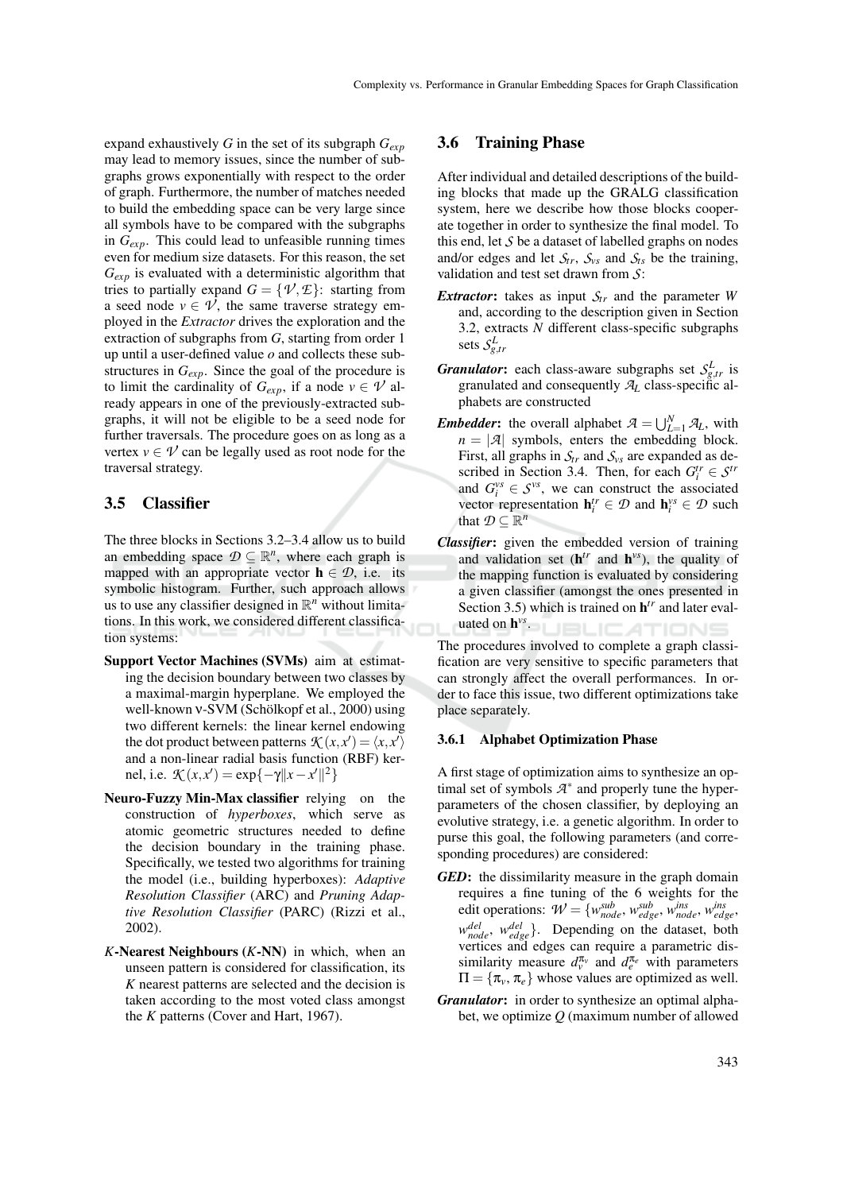expand exhaustively $G$ in the set of its subgraph $G_{exp}$ may lead to memory issues, since the number of subgraphs grows exponentially with respect to the order of graph. Furthermore, the number of matches needed to build the embedding space can be very large since all symbols have to be compared with the subgraphs in $G_{exp}$. This could lead to unfeasible running times even for medium size datasets. For this reason, the set $G_{exp}$ is evaluated with a deterministic algorithm that tries to partially expand $G = \{\mathcal{V}, \mathcal{E}\}$: starting from a seed node $v \in \mathcal{V}$, the same traverse strategy employed in the *Extractor* drives the exploration and the extraction of subgraphs from $G$, starting from order 1 up until a user-defined value $o$ and collects these substructures in $G_{exp}$. Since the goal of the procedure is to limit the cardinality of $G_{exp}$, if a node $v \in \mathcal{V}$ already appears in one of the previously-extracted subgraphs, it will not be eligible to be a seed node for further traversals. The procedure goes on as long as a vertex $v \in \mathcal{V}$ can be legally used as root node for the traversal strategy.

## 3.5 Classifier

The three blocks in Sections 3.2–3.4 allow us to build an embedding space $\mathcal{D} \subseteq \mathbb{R}^n$, where each graph is mapped with an appropriate vector $\mathbf{h} \in \mathcal{D}$, i.e. its symbolic histogram. Further, such approach allows us to use any classifier designed in $\mathbb{R}^n$ without limitations. In this work, we considered different classification systems:

- **Support Vector Machines (SVMs)** aim at estimating the decision boundary between two classes by a maximal-margin hyperplane. We employed the well-known ν-SVM (Schölkopf et al., 2000) using two different kernels: the linear kernel endowing the dot product between patterns $\mathcal{K}(x, x') = \langle x, x' \rangle$ and a non-linear radial basis function (RBF) kernel, i.e. $\mathcal{K}(x, x') = \exp\{-\gamma \|x - x'\|^2\}$
- **Neuro-Fuzzy Min-Max classifier** relying on the construction of *hyperboxes*, which serve as atomic geometric structures needed to define the decision boundary in the training phase. Specifically, we tested two algorithms for training the model (i.e., building hyperboxes): *Adaptive Resolution Classifier* (ARC) and *Pruning Adaptive Resolution Classifier* (PARC) (Rizzi et al., 2002).
- **$K$-Nearest Neighbours ($K$-NN)** in which, when an unseen pattern is considered for classification, its $K$ nearest patterns are selected and the decision is taken according to the most voted class amongst the $K$ patterns (Cover and Hart, 1967).

## 3.6 Training Phase

After individual and detailed descriptions of the building blocks that made up the GRALG classification system, here we describe how those blocks cooperate together in order to synthesize the final model. To this end, let $\mathcal{S}$ be a dataset of labelled graphs on nodes and/or edges and let $\mathcal{S}_{tr}$, $\mathcal{S}_{vs}$ and $\mathcal{S}_{ts}$ be the training, validation and test set drawn from $\mathcal{S}$:

- ***Extractor***: takes as input $\mathcal{S}_{tr}$ and the parameter $W$ and, according to the description given in Section 3.2, extracts $N$ different class-specific subgraphs sets $\mathcal{S}_{g,tr}^{L}$
- ***Granulator***: each class-aware subgraphs set $\mathcal{S}_{g,tr}^{L}$ is granulated and consequently $\mathcal{A}_L$ class-specific alphabets are constructed
- ***Embedder***: the overall alphabet $\mathcal{A} = \bigcup_{L=1}^{N} \mathcal{A}_L$, with $n = |\mathcal{A}|$ symbols, enters the embedding block. First, all graphs in $\mathcal{S}_{tr}$ and $\mathcal{S}_{vs}$ are expanded as described in Section 3.4. Then, for each $G_i^{tr} \in \mathcal{S}^{tr}$ and $G_i^{vs} \in \mathcal{S}^{vs}$, we can construct the associated vector representation $\mathbf{h}_i^{tr} \in \mathcal{D}$ and $\mathbf{h}_i^{vs} \in \mathcal{D}$ such that $\mathcal{D} \subseteq \mathbb{R}^n$
- ***Classifier***: given the embedded version of training and validation set ($\mathbf{h}^{tr}$ and $\mathbf{h}^{vs}$), the quality of the mapping function is evaluated by considering a given classifier (amongst the ones presented in Section 3.5) which is trained on $\mathbf{h}^{tr}$ and later evaluated on $\mathbf{h}^{vs}$.

The procedures involved to complete a graph classification are very sensitive to specific parameters that can strongly affect the overall performances. In order to face this issue, two different optimizations take place separately.

### 3.6.1 Alphabet Optimization Phase

A first stage of optimization aims to synthesize an optimal set of symbols $\mathcal{A}^*$ and properly tune the hyperparameters of the chosen classifier, by deploying an evolutive strategy, i.e. a genetic algorithm. In order to purse this goal, the following parameters (and corresponding procedures) are considered:

- ***GED***: the dissimilarity measure in the graph domain requires a fine tuning of the 6 weights for the edit operations: $\mathcal{W} = \{w_{node}^{sub}, w_{edge}^{sub}, w_{node}^{ins}, w_{edge}^{ins}, w_{node}^{del}, w_{edge}^{del}\}$. Depending on the dataset, both vertices and edges can require a parametric dissimilarity measure $d_v^{\pi_v}$ and $d_e^{\pi_e}$ with parameters $\Pi = \{\pi_v, \pi_e\}$ whose values are optimized as well.
- ***Granulator***: in order to synthesize an optimal alphabet, we optimize $Q$ (maximum number of allowed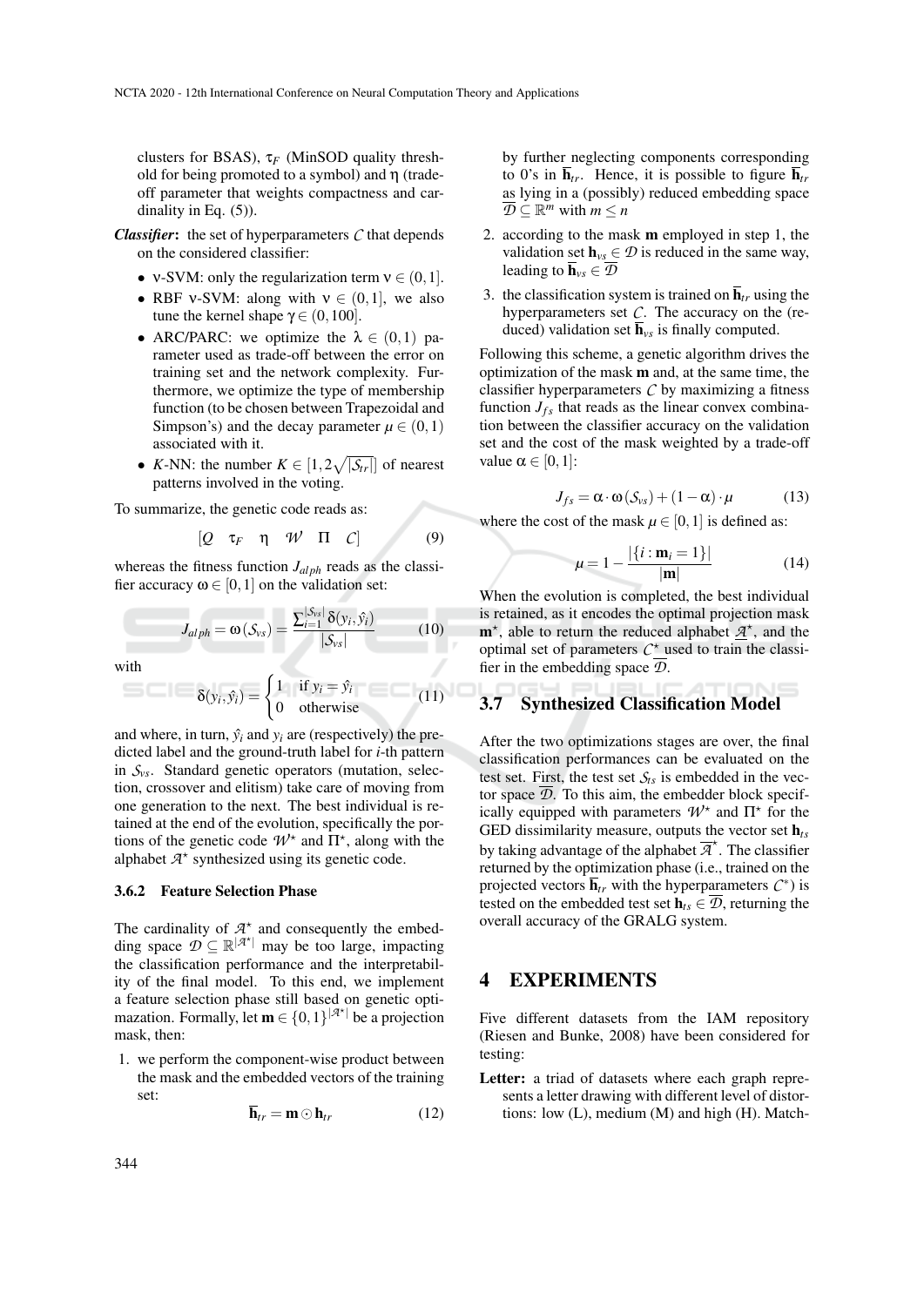clusters for BSAS), $\tau_F$ (MinSOD quality threshold for being promoted to a symbol) and $\eta$ (trade-off parameter that weights compactness and cardinality in Eq. (5)).

***Classifier*:** the set of hyperparameters $\mathcal{C}$ that depends on the considered classifier:

- $\nu$-SVM: only the regularization term $\nu \in (0,1]$.
- RBF $\nu$-SVM: along with $\nu \in (0,1]$, we also tune the kernel shape $\gamma \in (0,100]$.
- ARC/PARC: we optimize the $\lambda \in (0,1)$ parameter used as trade-off between the error on training set and the network complexity. Furthermore, we optimize the type of membership function (to be chosen between Trapezoidal and Simpson's) and the decay parameter $\mu \in (0,1)$ associated with it.
- $K$-NN: the number $K \in [1, 2\sqrt{|\mathcal{S}_{tr}|}]$ of nearest patterns involved in the voting.

To summarize, the genetic code reads as:

$$[\mathcal{Q} \quad \tau_F \quad \eta \quad \mathcal{W} \quad \Pi \quad \mathcal{C}] \tag{9}$$

whereas the fitness function $J_{alph}$ reads as the classifier accuracy $\omega \in [0,1]$ on the validation set:

$$J_{alph} = \omega(\mathcal{S}_{vs}) = \frac{\sum_{i=1}^{|\mathcal{S}_{vs}|} \delta(y_i, \hat{y}_i)}{|\mathcal{S}_{vs}|} \tag{10}$$

with

$$\delta(y_i, \hat{y}_i) = \begin{cases} 1 & \text{if } y_i = \hat{y}_i \\ 0 & \text{otherwise} \end{cases} \tag{11}$$

and where, in turn, $\hat{y}_i$ and $y_i$ are (respectively) the predicted label and the ground-truth label for $i$-th pattern in $\mathcal{S}_{vs}$. Standard genetic operators (mutation, selection, crossover and elitism) take care of moving from one generation to the next. The best individual is retained at the end of the evolution, specifically the portions of the genetic code $\mathcal{W}^\star$ and $\Pi^\star$, along with the alphabet $\mathcal{A}^\star$ synthesized using its genetic code.

#### 3.6.2 Feature Selection Phase

The cardinality of $\mathcal{A}^\star$ and consequently the embedding space $\mathcal{D} \subseteq \mathbb{R}^{|\mathcal{A}^\star|}$ may be too large, impacting the classification performance and the interpretability of the final model. To this end, we implement a feature selection phase still based on genetic optimazation. Formally, let $\mathbf{m} \in \{0,1\}^{|\mathcal{A}^\star|}$ be a projection mask, then:

1. we perform the component-wise product between the mask and the embedded vectors of the training set:
$$\overline{\mathbf{h}}_{tr} = \mathbf{m} \odot \mathbf{h}_{tr} \tag{12}$$
by further neglecting components corresponding to 0's in $\overline{\mathbf{h}}_{tr}$. Hence, it is possible to figure $\overline{\mathbf{h}}_{tr}$ as lying in a (possibly) reduced embedding space $\overline{\mathcal{D}} \subseteq \mathbb{R}^m$ with $m \leq n$
2. according to the mask $\mathbf{m}$ employed in step 1, the validation set $\mathbf{h}_{vs} \in \mathcal{D}$ is reduced in the same way, leading to $\overline{\mathbf{h}}_{vs} \in \overline{\mathcal{D}}$
3. the classification system is trained on $\overline{\mathbf{h}}_{tr}$ using the hyperparameters set $\mathcal{C}$. The accuracy on the (reduced) validation set $\overline{\mathbf{h}}_{vs}$ is finally computed.

Following this scheme, a genetic algorithm drives the optimization of the mask $\mathbf{m}$ and, at the same time, the classifier hyperparameters $\mathcal{C}$ by maximizing a fitness function $J_{fs}$ that reads as the linear convex combination between the classifier accuracy on the validation set and the cost of the mask weighted by a trade-off value $\alpha \in [0,1]$:

$$J_{fs} = \alpha \cdot \omega(\mathcal{S}_{vs}) + (1-\alpha) \cdot \mu \tag{13}$$

where the cost of the mask $\mu \in [0,1]$ is defined as:

$$\mu = 1 - \frac{|\{i : \mathbf{m}_i = 1\}|}{|\mathbf{m}|} \tag{14}$$

When the evolution is completed, the best individual is retained, as it encodes the optimal projection mask $\mathbf{m}^\star$, able to return the reduced alphabet $\underline{\mathcal{A}}^\star$, and the optimal set of parameters $\mathcal{C}^\star$ used to train the classifier in the embedding space $\overline{\mathcal{D}}$.

### 3.7 Synthesized Classification Model

After the two optimizations stages are over, the final classification performances can be evaluated on the test set. First, the test set $\mathcal{S}_{ts}$ is embedded in the vector space $\overline{\mathcal{D}}$. To this aim, the embedder block specifically equipped with parameters $\mathcal{W}^\star$ and $\Pi^\star$ for the GED dissimilarity measure, outputs the vector set $\mathbf{h}_{ts}$ by taking advantage of the alphabet $\overline{\mathcal{A}}^\star$. The classifier returned by the optimization phase (i.e., trained on the projected vectors $\overline{\mathbf{h}}_{tr}$ with the hyperparameters $\mathcal{C}^*$) is tested on the embedded test set $\mathbf{h}_{ts} \in \overline{\mathcal{D}}$, returning the overall accuracy of the GRALG system.

## 4 EXPERIMENTS

Five different datasets from the IAM repository (Riesen and Bunke, 2008) have been considered for testing:

**Letter:** a triad of datasets where each graph represents a letter drawing with different level of distortions: low (L), medium (M) and high (H). Match-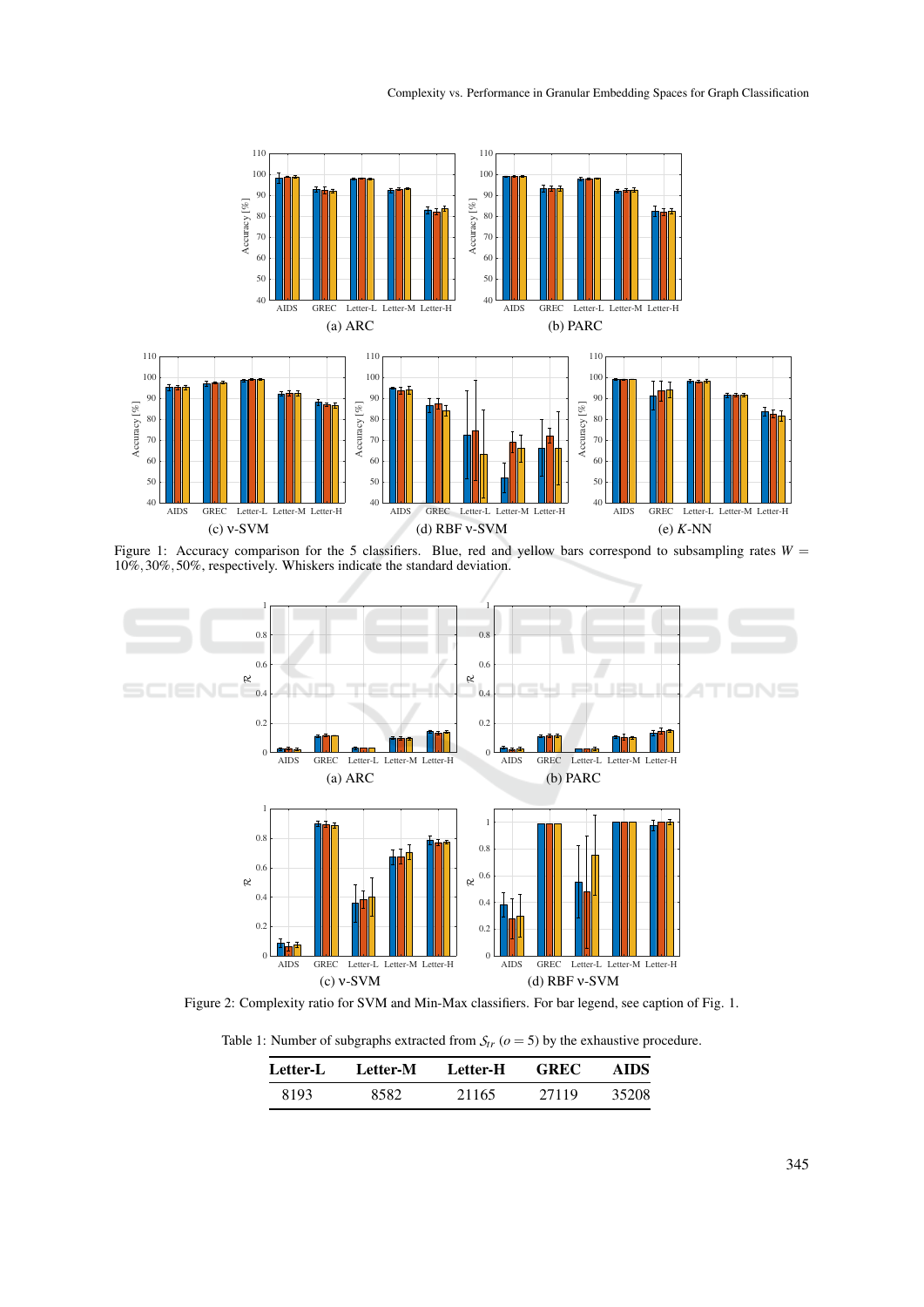Figure 1: Accuracy comparison for the 5 classifiers. Blue, red and yellow bars correspond to subsampling rates $W = 10\%, 30\%, 50\%$, respectively. Whiskers indicate the standard deviation.

Figure 2: Complexity ratio for SVM and Min-Max classifiers. For bar legend, see caption of Fig. 1.

Table 1: Number of subgraphs extracted from $\mathcal{S}_{tr}$ ($o = 5$) by the exhaustive procedure.

| Letter-L | Letter-M | Letter-H | GREC | AIDS |
|---|---|---|---|---|
| 8193 | 8582 | 21165 | 27119 | 35208 |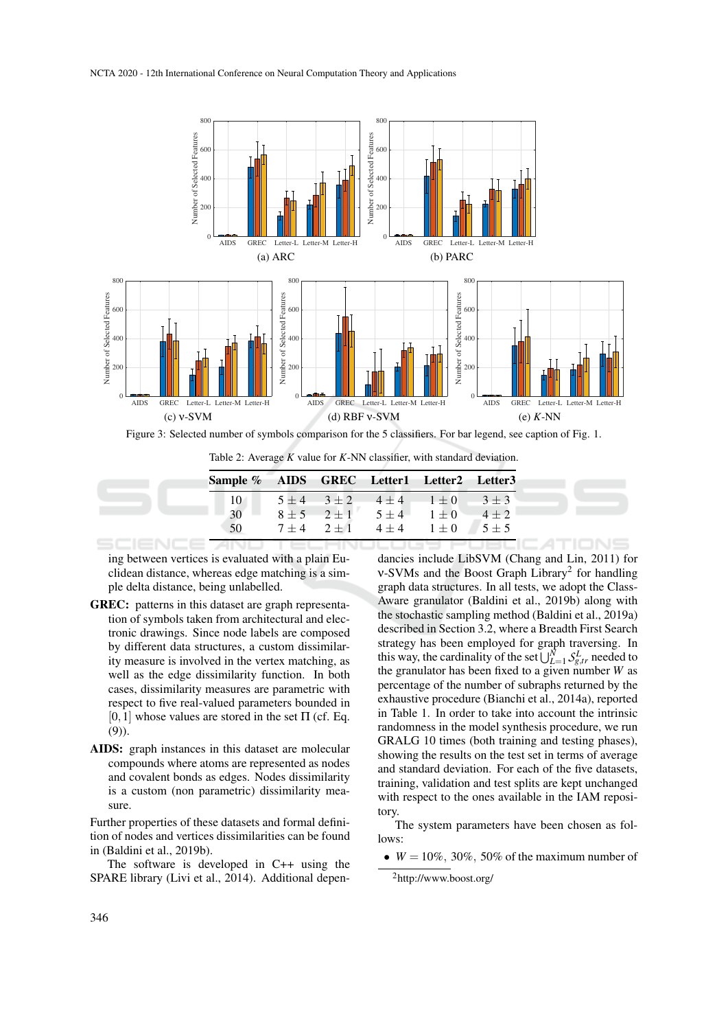Figure 3: Selected number of symbols comparison for the 5 classifiers. For bar legend, see caption of Fig. 1.

Table 2: Average $K$ value for $K$-NN classifier, with standard deviation.

| Sample % | AIDS | GREC | Letter1 | Letter2 | Letter3 |
|---|---|---|---|---|---|
| 10 | $5 \pm 4$ | $3 \pm 2$ | $4 \pm 4$ | $1 \pm 0$ | $3 \pm 3$ |
| 30 | $8 \pm 5$ | $2 \pm 1$ | $5 \pm 4$ | $1 \pm 0$ | $4 \pm 2$ |
| 50 | $7 \pm 4$ | $2 \pm 1$ | $4 \pm 4$ | $1 \pm 0$ | $5 \pm 5$ |

ing between vertices is evaluated with a plain Euclidean distance, whereas edge matching is a simple delta distance, being unlabelled.

**GREC:** patterns in this dataset are graph representation of symbols taken from architectural and electronic drawings. Since node labels are composed by different data structures, a custom dissimilarity measure is involved in the vertex matching, as well as the edge dissimilarity function. In both cases, dissimilarity measures are parametric with respect to five real-valued parameters bounded in $[0,1]$ whose values are stored in the set $\Pi$ (cf. Eq. (9)).

**AIDS:** graph instances in this dataset are molecular compounds where atoms are represented as nodes and covalent bonds as edges. Nodes dissimilarity is a custom (non parametric) dissimilarity measure.

Further properties of these datasets and formal definition of nodes and vertices dissimilarities can be found in (Baldini et al., 2019b).

The software is developed in C++ using the SPARE library (Livi et al., 2014). Additional dependancies include LibSVM (Chang and Lin, 2011) for ν-SVMs and the Boost Graph Library[2] for handling graph data structures. In all tests, we adopt the Class-Aware granulator (Baldini et al., 2019b) along with the stochastic sampling method (Baldini et al., 2019a) described in Section 3.2, where a Breadth First Search strategy has been employed for graph traversing. In this way, the cardinality of the set $\bigcup_{L=1}^{N} \mathcal{S}_{g,tr}^{L}$ needed to the granulator has been fixed to a given number $W$ as percentage of the number of subraphs returned by the exhaustive procedure (Bianchi et al., 2014a), reported in Table 1. In order to take into account the intrinsic randomness in the model synthesis procedure, we run GRALG 10 times (both training and testing phases), showing the results on the test set in terms of average and standard deviation. For each of the five datasets, training, validation and test splits are kept unchanged with respect to the ones available in the IAM repository.

The system parameters have been chosen as follows:

- $W = 10\%,\ 30\%,\ 50\%$ of the maximum number of

[2] http://www.boost.org/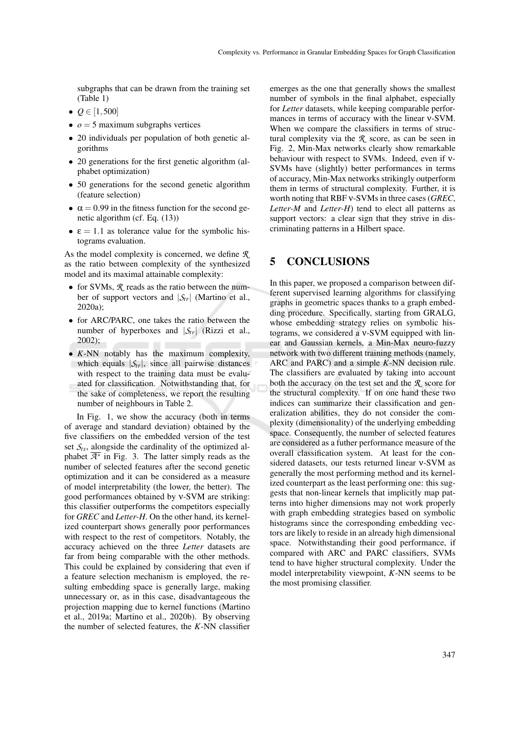subgraphs that can be drawn from the training set (Table 1)

- $Q \in [1, 500]$
- $o = 5$ maximum subgraphs vertices
- 20 individuals per population of both genetic algorithms
- 20 generations for the first genetic algorithm (alphabet optimization)
- 50 generations for the second genetic algorithm (feature selection)
- $\alpha = 0.99$ in the fitness function for the second genetic algorithm (cf. Eq. (13))
- $\varepsilon = 1.1$ as tolerance value for the symbolic histograms evaluation.

As the model complexity is concerned, we define $\mathcal{R}$ as the ratio between complexity of the synthesized model and its maximal attainable complexity:

- for SVMs, $\mathcal{R}$ reads as the ratio between the number of support vectors and $|\mathcal{S}_{tr}|$ (Martino et al., 2020a);
- for ARC/PARC, one takes the ratio between the number of hyperboxes and $|\mathcal{S}_{tr}|$ (Rizzi et al., 2002);
- *K*-NN notably has the maximum complexity, which equals $|\mathcal{S}_{tr}|$, since all pairwise distances with respect to the training data must be evaluated for classification. Notwithstanding that, for the sake of completeness, we report the resulting number of neighbours in Table 2.

In Fig. 1, we show the accuracy (both in terms of average and standard deviation) obtained by the five classifiers on the embedded version of the test set $\mathcal{S}_{ts}$, alongside the cardinality of the optimized alphabet $\overline{\mathcal{A}^*}$ in Fig. 3. The latter simply reads as the number of selected features after the second genetic optimization and it can be considered as a measure of model interpretability (the lower, the better). The good performances obtained by ν-SVM are striking: this classifier outperforms the competitors especially for *GREC* and *Letter-H*. On the other hand, its kernelized counterpart shows generally poor performances with respect to the rest of competitors. Notably, the accuracy achieved on the three *Letter* datasets are far from being comparable with the other methods. This could be explained by considering that even if a feature selection mechanism is employed, the resulting embedding space is generally large, making unnecessary or, as in this case, disadvantageous the projection mapping due to kernel functions (Martino et al., 2019a; Martino et al., 2020b). By observing the number of selected features, the *K*-NN classifier emerges as the one that generally shows the smallest number of symbols in the final alphabet, especially for *Letter* datasets, while keeping comparable performances in terms of accuracy with the linear ν-SVM. When we compare the classifiers in terms of structural complexity via the $\mathcal{R}$ score, as can be seen in Fig. 2, Min-Max networks clearly show remarkable behaviour with respect to SVMs. Indeed, even if ν-SVMs have (slightly) better performances in terms of accuracy, Min-Max networks strikingly outperform them in terms of structural complexity. Further, it is worth noting that RBF ν-SVMs in three cases (*GREC*, *Letter-M* and *Letter-H*) tend to elect all patterns as support vectors: a clear sign that they strive in discriminating patterns in a Hilbert space.

## 5 CONCLUSIONS

In this paper, we proposed a comparison between different supervised learning algorithms for classifying graphs in geometric spaces thanks to a graph embedding procedure. Specifically, starting from GRALG, whose embedding strategy relies on symbolic histograms, we considered a ν-SVM equipped with linear and Gaussian kernels, a Min-Max neuro-fuzzy network with two different training methods (namely, ARC and PARC) and a simple *K*-NN decision rule. The classifiers are evaluated by taking into account both the accuracy on the test set and the $\mathcal{R}$ score for the structural complexity. If on one hand these two indices can summarize their classification and generalization abilities, they do not consider the complexity (dimensionality) of the underlying embedding space. Consequently, the number of selected features are considered as a futher performance measure of the overall classification system. At least for the considered datasets, our tests returned linear ν-SVM as generally the most performing method and its kernelized counterpart as the least performing one: this suggests that non-linear kernels that implicitly map patterns into higher dimensions may not work properly with graph embedding strategies based on symbolic histograms since the corresponding embedding vectors are likely to reside in an already high dimensional space. Notwithstanding their good performance, if compared with ARC and PARC classifiers, SVMs tend to have higher structural complexity. Under the model interpretability viewpoint, *K*-NN seems to be the most promising classifier.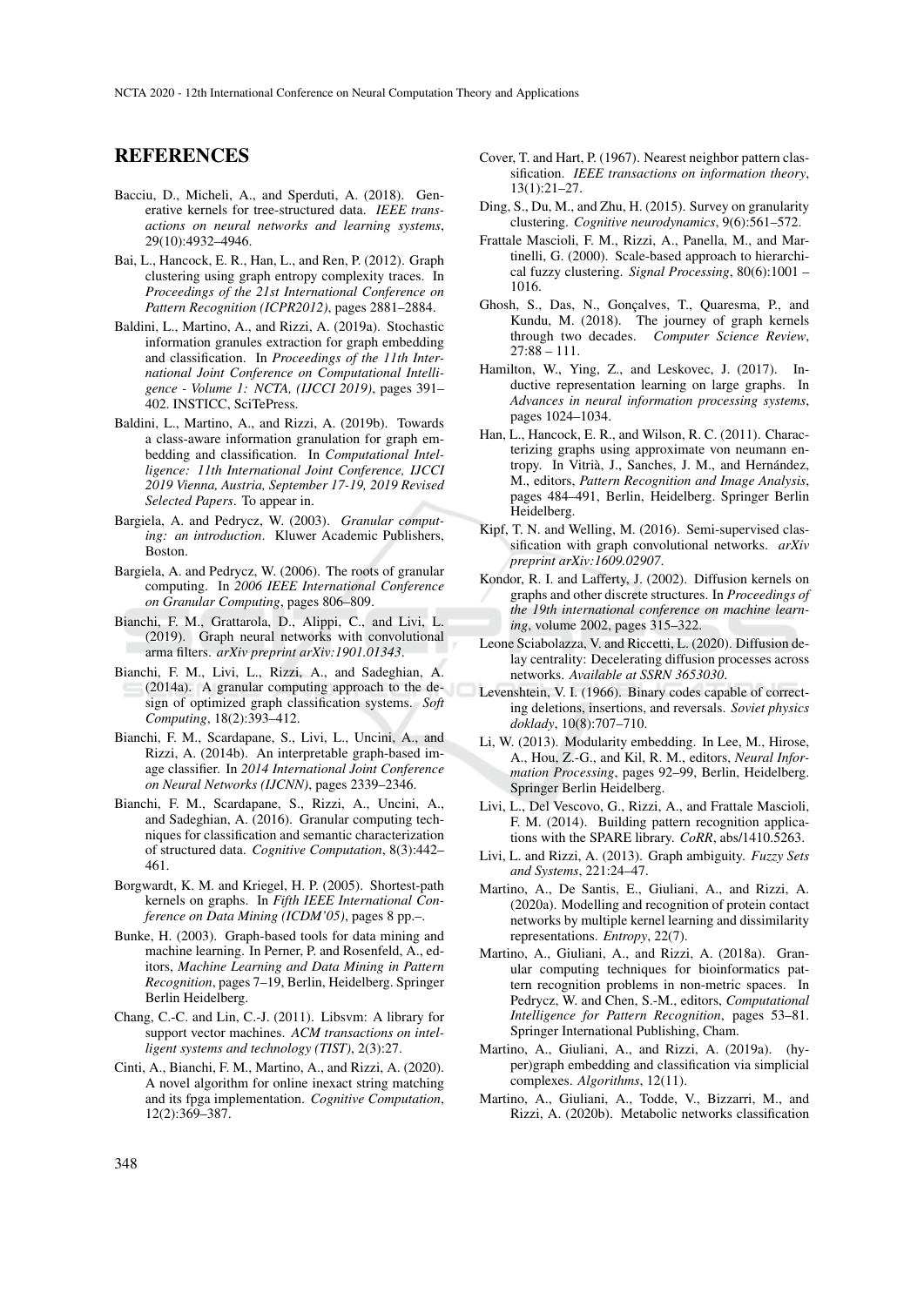## REFERENCES

Bacciu, D., Micheli, A., and Sperduti, A. (2018). Generative kernels for tree-structured data. *IEEE transactions on neural networks and learning systems*, 29(10):4932–4946.

Bai, L., Hancock, E. R., Han, L., and Ren, P. (2012). Graph clustering using graph entropy complexity traces. In *Proceedings of the 21st International Conference on Pattern Recognition (ICPR2012)*, pages 2881–2884.

Baldini, L., Martino, A., and Rizzi, A. (2019a). Stochastic information granules extraction for graph embedding and classification. In *Proceedings of the 11th International Joint Conference on Computational Intelligence - Volume 1: NCTA, (IJCCI 2019)*, pages 391–402. INSTICC, SciTePress.

Baldini, L., Martino, A., and Rizzi, A. (2019b). Towards a class-aware information granulation for graph embedding and classification. In *Computational Intelligence: 11th International Joint Conference, IJCCI 2019 Vienna, Austria, September 17-19, 2019 Revised Selected Papers*. To appear in.

Bargiela, A. and Pedrycz, W. (2003). *Granular computing: an introduction*. Kluwer Academic Publishers, Boston.

Bargiela, A. and Pedrycz, W. (2006). The roots of granular computing. In *2006 IEEE International Conference on Granular Computing*, pages 806–809.

Bianchi, F. M., Grattarola, D., Alippi, C., and Livi, L. (2019). Graph neural networks with convolutional arma filters. *arXiv preprint arXiv:1901.01343*.

Bianchi, F. M., Livi, L., Rizzi, A., and Sadeghian, A. (2014a). A granular computing approach to the design of optimized graph classification systems. *Soft Computing*, 18(2):393–412.

Bianchi, F. M., Scardapane, S., Livi, L., Uncini, A., and Rizzi, A. (2014b). An interpretable graph-based image classifier. In *2014 International Joint Conference on Neural Networks (IJCNN)*, pages 2339–2346.

Bianchi, F. M., Scardapane, S., Rizzi, A., Uncini, A., and Sadeghian, A. (2016). Granular computing techniques for classification and semantic characterization of structured data. *Cognitive Computation*, 8(3):442–461.

Borgwardt, K. M. and Kriegel, H. P. (2005). Shortest-path kernels on graphs. In *Fifth IEEE International Conference on Data Mining (ICDM'05)*, pages 8 pp.–.

Bunke, H. (2003). Graph-based tools for data mining and machine learning. In Perner, P. and Rosenfeld, A., editors, *Machine Learning and Data Mining in Pattern Recognition*, pages 7–19, Berlin, Heidelberg. Springer Berlin Heidelberg.

Chang, C.-C. and Lin, C.-J. (2011). Libsvm: A library for support vector machines. *ACM transactions on intelligent systems and technology (TIST)*, 2(3):27.

Cinti, A., Bianchi, F. M., Martino, A., and Rizzi, A. (2020). A novel algorithm for online inexact string matching and its fpga implementation. *Cognitive Computation*, 12(2):369–387.

Cover, T. and Hart, P. (1967). Nearest neighbor pattern classification. *IEEE transactions on information theory*, 13(1):21–27.

Ding, S., Du, M., and Zhu, H. (2015). Survey on granularity clustering. *Cognitive neurodynamics*, 9(6):561–572.

Frattale Mascioli, F. M., Rizzi, A., Panella, M., and Martinelli, G. (2000). Scale-based approach to hierarchical fuzzy clustering. *Signal Processing*, 80(6):1001 – 1016.

Ghosh, S., Das, N., Gonçalves, T., Quaresma, P., and Kundu, M. (2018). The journey of graph kernels through two decades. *Computer Science Review*, 27:88 – 111.

Hamilton, W., Ying, Z., and Leskovec, J. (2017). Inductive representation learning on large graphs. In *Advances in neural information processing systems*, pages 1024–1034.

Han, L., Hancock, E. R., and Wilson, R. C. (2011). Characterizing graphs using approximate von neumann entropy. In Vitrià, J., Sanches, J. M., and Hernández, M., editors, *Pattern Recognition and Image Analysis*, pages 484–491, Berlin, Heidelberg. Springer Berlin Heidelberg.

Kipf, T. N. and Welling, M. (2016). Semi-supervised classification with graph convolutional networks. *arXiv preprint arXiv:1609.02907*.

Kondor, R. I. and Lafferty, J. (2002). Diffusion kernels on graphs and other discrete structures. In *Proceedings of the 19th international conference on machine learning*, volume 2002, pages 315–322.

Leone Sciabolazza, V. and Riccetti, L. (2020). Diffusion delay centrality: Decelerating diffusion processes across networks. *Available at SSRN 3653030*.

Levenshtein, V. I. (1966). Binary codes capable of correcting deletions, insertions, and reversals. *Soviet physics doklady*, 10(8):707–710.

Li, W. (2013). Modularity embedding. In Lee, M., Hirose, A., Hou, Z.-G., and Kil, R. M., editors, *Neural Information Processing*, pages 92–99, Berlin, Heidelberg. Springer Berlin Heidelberg.

Livi, L., Del Vescovo, G., Rizzi, A., and Frattale Mascioli, F. M. (2014). Building pattern recognition applications with the SPARE library. *CoRR*, abs/1410.5263.

Livi, L. and Rizzi, A. (2013). Graph ambiguity. *Fuzzy Sets and Systems*, 221:24–47.

Martino, A., De Santis, E., Giuliani, A., and Rizzi, A. (2020a). Modelling and recognition of protein contact networks by multiple kernel learning and dissimilarity representations. *Entropy*, 22(7).

Martino, A., Giuliani, A., and Rizzi, A. (2018a). Granular computing techniques for bioinformatics pattern recognition problems in non-metric spaces. In Pedrycz, W. and Chen, S.-M., editors, *Computational Intelligence for Pattern Recognition*, pages 53–81. Springer International Publishing, Cham.

Martino, A., Giuliani, A., and Rizzi, A. (2019a). (hyper)graph embedding and classification via simplicial complexes. *Algorithms*, 12(11).

Martino, A., Giuliani, A., Todde, V., Bizzarri, M., and Rizzi, A. (2020b). Metabolic networks classification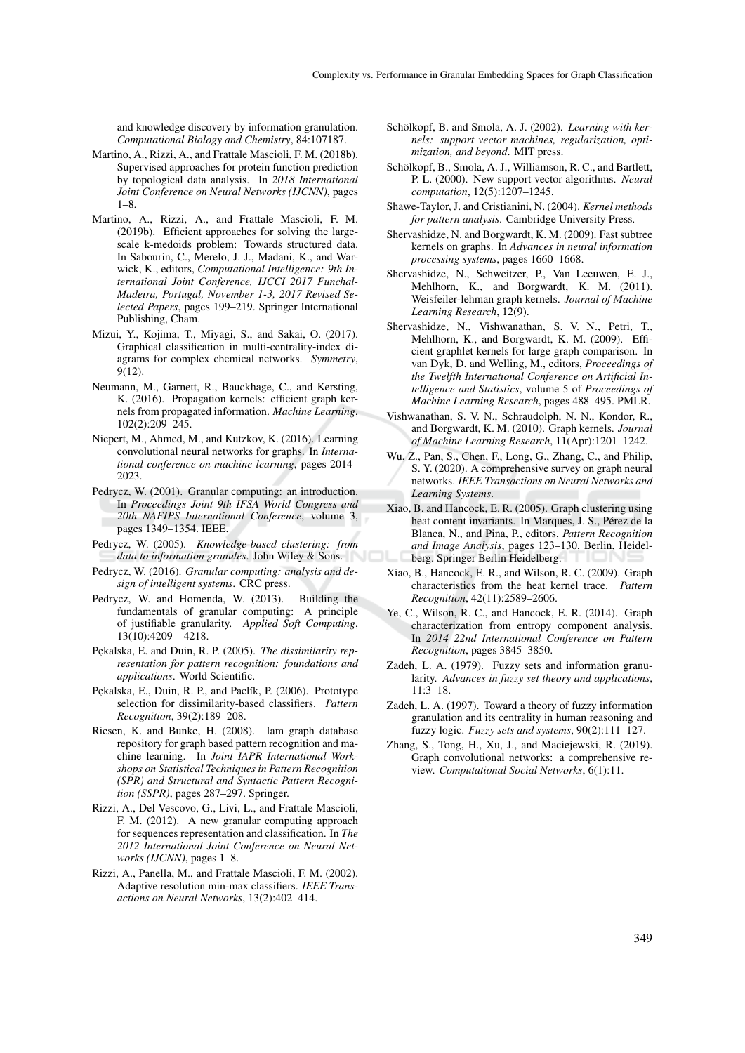and knowledge discovery by information granulation. *Computational Biology and Chemistry*, 84:107187.

Martino, A., Rizzi, A., and Frattale Mascioli, F. M. (2018b). Supervised approaches for protein function prediction by topological data analysis. In *2018 International Joint Conference on Neural Networks (IJCNN)*, pages 1–8.

Martino, A., Rizzi, A., and Frattale Mascioli, F. M. (2019b). Efficient approaches for solving the large-scale k-medoids problem: Towards structured data. In Sabourin, C., Merelo, J. J., Madani, K., and Warwick, K., editors, *Computational Intelligence: 9th International Joint Conference, IJCCI 2017 Funchal-Madeira, Portugal, November 1-3, 2017 Revised Selected Papers*, pages 199–219. Springer International Publishing, Cham.

Mizui, Y., Kojima, T., Miyagi, S., and Sakai, O. (2017). Graphical classification in multi-centrality-index diagrams for complex chemical networks. *Symmetry*, 9(12).

Neumann, M., Garnett, R., Bauckhage, C., and Kersting, K. (2016). Propagation kernels: efficient graph kernels from propagated information. *Machine Learning*, 102(2):209–245.

Niepert, M., Ahmed, M., and Kutzkov, K. (2016). Learning convolutional neural networks for graphs. In *International conference on machine learning*, pages 2014–2023.

Pedrycz, W. (2001). Granular computing: an introduction. In *Proceedings Joint 9th IFSA World Congress and 20th NAFIPS International Conference*, volume 3, pages 1349–1354. IEEE.

Pedrycz, W. (2005). *Knowledge-based clustering: from data to information granules*. John Wiley & Sons.

Pedrycz, W. (2016). *Granular computing: analysis and design of intelligent systems*. CRC press.

Pedrycz, W. and Homenda, W. (2013). Building the fundamentals of granular computing: A principle of justifiable granularity. *Applied Soft Computing*, 13(10):4209 – 4218.

Pękalska, E. and Duin, R. P. (2005). *The dissimilarity representation for pattern recognition: foundations and applications*. World Scientific.

Pękalska, E., Duin, R. P., and Paclík, P. (2006). Prototype selection for dissimilarity-based classifiers. *Pattern Recognition*, 39(2):189–208.

Riesen, K. and Bunke, H. (2008). Iam graph database repository for graph based pattern recognition and machine learning. In *Joint IAPR International Workshops on Statistical Techniques in Pattern Recognition (SPR) and Structural and Syntactic Pattern Recognition (SSPR)*, pages 287–297. Springer.

Rizzi, A., Del Vescovo, G., Livi, L., and Frattale Mascioli, F. M. (2012). A new granular computing approach for sequences representation and classification. In *The 2012 International Joint Conference on Neural Networks (IJCNN)*, pages 1–8.

Rizzi, A., Panella, M., and Frattale Mascioli, F. M. (2002). Adaptive resolution min-max classifiers. *IEEE Transactions on Neural Networks*, 13(2):402–414.

Schölkopf, B. and Smola, A. J. (2002). *Learning with kernels: support vector machines, regularization, optimization, and beyond*. MIT press.

Schölkopf, B., Smola, A. J., Williamson, R. C., and Bartlett, P. L. (2000). New support vector algorithms. *Neural computation*, 12(5):1207–1245.

Shawe-Taylor, J. and Cristianini, N. (2004). *Kernel methods for pattern analysis*. Cambridge University Press.

Shervashidze, N. and Borgwardt, K. M. (2009). Fast subtree kernels on graphs. In *Advances in neural information processing systems*, pages 1660–1668.

Shervashidze, N., Schweitzer, P., Van Leeuwen, E. J., Mehlhorn, K., and Borgwardt, K. M. (2011). Weisfeiler-lehman graph kernels. *Journal of Machine Learning Research*, 12(9).

Shervashidze, N., Vishwanathan, S. V. N., Petri, T., Mehlhorn, K., and Borgwardt, K. M. (2009). Efficient graphlet kernels for large graph comparison. In van Dyk, D. and Welling, M., editors, *Proceedings of the Twelfth International Conference on Artificial Intelligence and Statistics*, volume 5 of *Proceedings of Machine Learning Research*, pages 488–495. PMLR.

Vishwanathan, S. V. N., Schraudolph, N. N., Kondor, R., and Borgwardt, K. M. (2010). Graph kernels. *Journal of Machine Learning Research*, 11(Apr):1201–1242.

Wu, Z., Pan, S., Chen, F., Long, G., Zhang, C., and Philip, S. Y. (2020). A comprehensive survey on graph neural networks. *IEEE Transactions on Neural Networks and Learning Systems*.

Xiao, B. and Hancock, E. R. (2005). Graph clustering using heat content invariants. In Marques, J. S., Pérez de la Blanca, N., and Pina, P., editors, *Pattern Recognition and Image Analysis*, pages 123–130, Berlin, Heidelberg. Springer Berlin Heidelberg.

Xiao, B., Hancock, E. R., and Wilson, R. C. (2009). Graph characteristics from the heat kernel trace. *Pattern Recognition*, 42(11):2589–2606.

Ye, C., Wilson, R. C., and Hancock, E. R. (2014). Graph characterization from entropy component analysis. In *2014 22nd International Conference on Pattern Recognition*, pages 3845–3850.

Zadeh, L. A. (1979). Fuzzy sets and information granularity. *Advances in fuzzy set theory and applications*, 11:3–18.

Zadeh, L. A. (1997). Toward a theory of fuzzy information granulation and its centrality in human reasoning and fuzzy logic. *Fuzzy sets and systems*, 90(2):111–127.

Zhang, S., Tong, H., Xu, J., and Maciejewski, R. (2019). Graph convolutional networks: a comprehensive review. *Computational Social Networks*, 6(1):11.